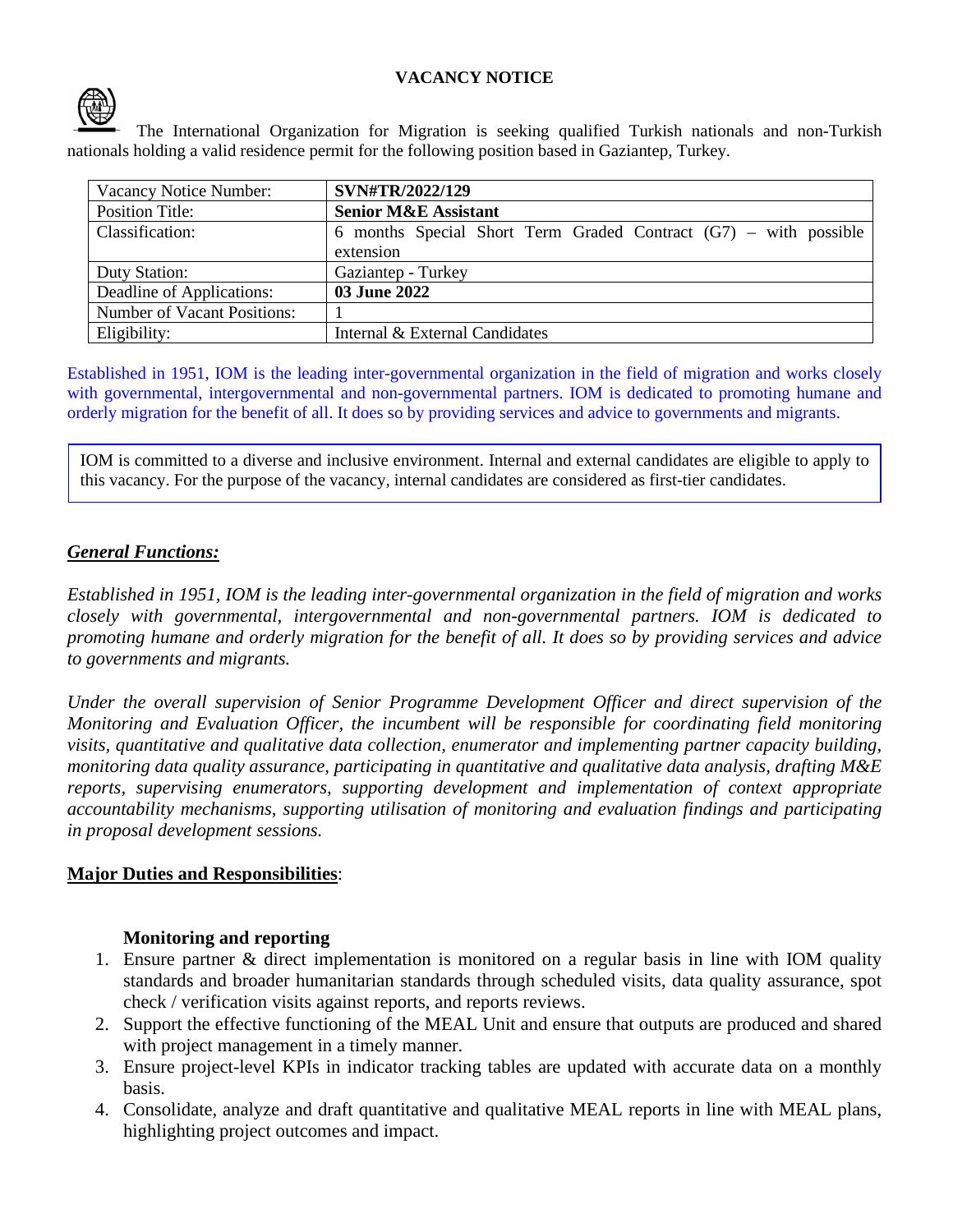# VACANCY NOTICE

The International Organization for Migration is seeking qualified Turkish nationals and non-Turkish nationals holding a valid residence permit for the following position based in Gaziantep, Turkey.

| | |
|---|---|
| Vacancy Notice Number: | **SVN#TR/2022/129** |
| Position Title: | **Senior M&E Assistant** |
| Classification: | 6 months Special Short Term Graded Contract (G7) – with possible extension |
| Duty Station: | Gaziantep - Turkey |
| Deadline of Applications: | **03 June 2022** |
| Number of Vacant Positions: | 1 |
| Eligibility: | Internal & External Candidates |

Established in 1951, IOM is the leading inter-governmental organization in the field of migration and works closely with governmental, intergovernmental and non-governmental partners. IOM is dedicated to promoting humane and orderly migration for the benefit of all. It does so by providing services and advice to governments and migrants.

IOM is committed to a diverse and inclusive environment. Internal and external candidates are eligible to apply to this vacancy. For the purpose of the vacancy, internal candidates are considered as first-tier candidates.

***General Functions:***

*Established in 1951, IOM is the leading inter-governmental organization in the field of migration and works closely with governmental, intergovernmental and non-governmental partners. IOM is dedicated to promoting humane and orderly migration for the benefit of all. It does so by providing services and advice to governments and migrants.*

*Under the overall supervision of Senior Programme Development Officer and direct supervision of the Monitoring and Evaluation Officer, the incumbent will be responsible for coordinating field monitoring visits, quantitative and qualitative data collection, enumerator and implementing partner capacity building, monitoring data quality assurance, participating in quantitative and qualitative data analysis, drafting M&E reports, supervising enumerators, supporting development and implementation of context appropriate accountability mechanisms, supporting utilisation of monitoring and evaluation findings and participating in proposal development sessions.*

**Major Duties and Responsibilities**:

**Monitoring and reporting**

1. Ensure partner & direct implementation is monitored on a regular basis in line with IOM quality standards and broader humanitarian standards through scheduled visits, data quality assurance, spot check / verification visits against reports, and reports reviews.
2. Support the effective functioning of the MEAL Unit and ensure that outputs are produced and shared with project management in a timely manner.
3. Ensure project-level KPIs in indicator tracking tables are updated with accurate data on a monthly basis.
4. Consolidate, analyze and draft quantitative and qualitative MEAL reports in line with MEAL plans, highlighting project outcomes and impact.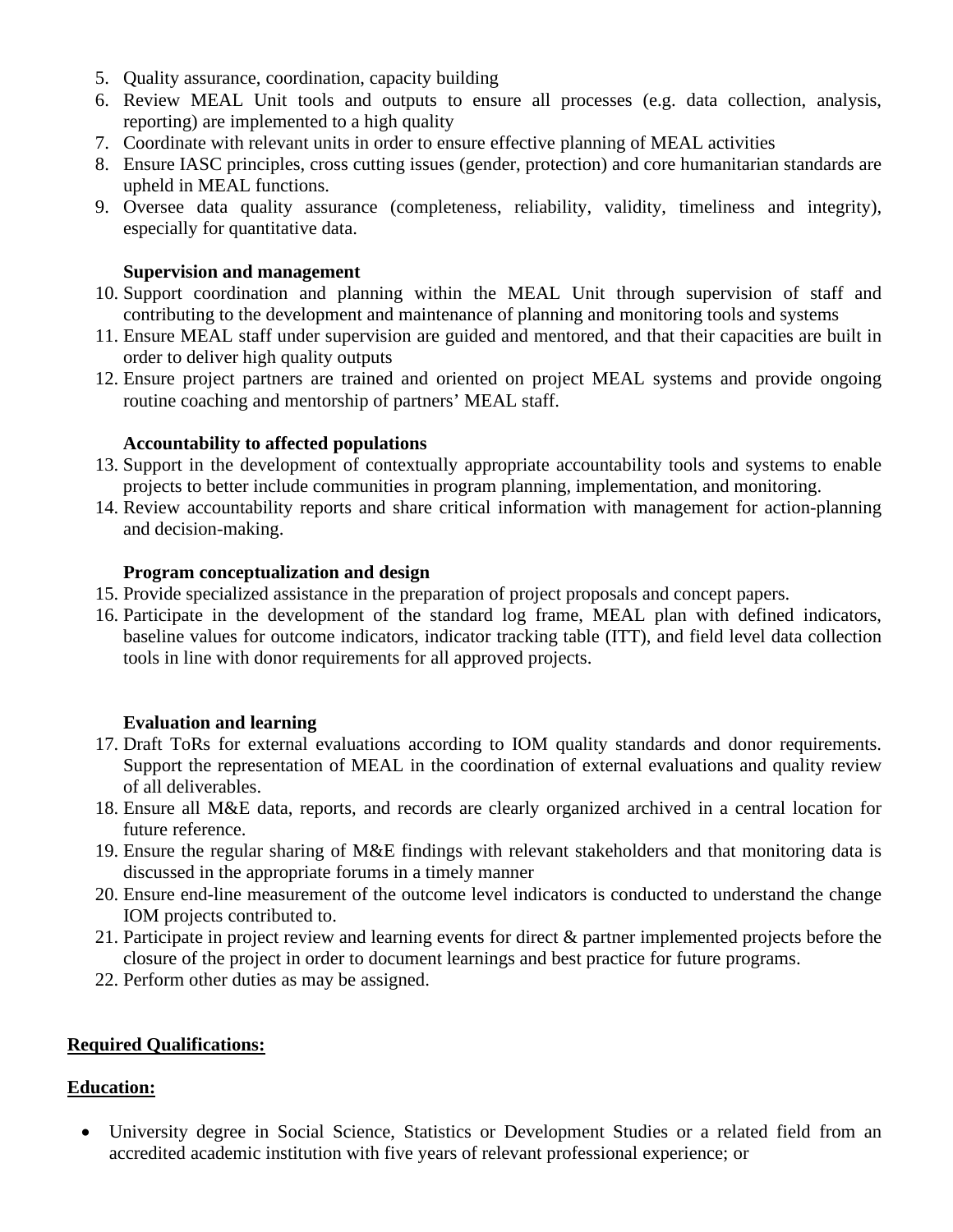5. Quality assurance, coordination, capacity building
6. Review MEAL Unit tools and outputs to ensure all processes (e.g. data collection, analysis, reporting) are implemented to a high quality
7. Coordinate with relevant units in order to ensure effective planning of MEAL activities
8. Ensure IASC principles, cross cutting issues (gender, protection) and core humanitarian standards are upheld in MEAL functions.
9. Oversee data quality assurance (completeness, reliability, validity, timeliness and integrity), especially for quantitative data.

**Supervision and management**

10. Support coordination and planning within the MEAL Unit through supervision of staff and contributing to the development and maintenance of planning and monitoring tools and systems
11. Ensure MEAL staff under supervision are guided and mentored, and that their capacities are built in order to deliver high quality outputs
12. Ensure project partners are trained and oriented on project MEAL systems and provide ongoing routine coaching and mentorship of partners' MEAL staff.

**Accountability to affected populations**

13. Support in the development of contextually appropriate accountability tools and systems to enable projects to better include communities in program planning, implementation, and monitoring.
14. Review accountability reports and share critical information with management for action-planning and decision-making.

**Program conceptualization and design**

15. Provide specialized assistance in the preparation of project proposals and concept papers.
16. Participate in the development of the standard log frame, MEAL plan with defined indicators, baseline values for outcome indicators, indicator tracking table (ITT), and field level data collection tools in line with donor requirements for all approved projects.

**Evaluation and learning**

17. Draft ToRs for external evaluations according to IOM quality standards and donor requirements. Support the representation of MEAL in the coordination of external evaluations and quality review of all deliverables.
18. Ensure all M&E data, reports, and records are clearly organized archived in a central location for future reference.
19. Ensure the regular sharing of M&E findings with relevant stakeholders and that monitoring data is discussed in the appropriate forums in a timely manner
20. Ensure end-line measurement of the outcome level indicators is conducted to understand the change IOM projects contributed to.
21. Participate in project review and learning events for direct & partner implemented projects before the closure of the project in order to document learnings and best practice for future programs.
22. Perform other duties as may be assigned.

**Required Qualifications:**

**Education:**

- University degree in Social Science, Statistics or Development Studies or a related field from an accredited academic institution with five years of relevant professional experience; or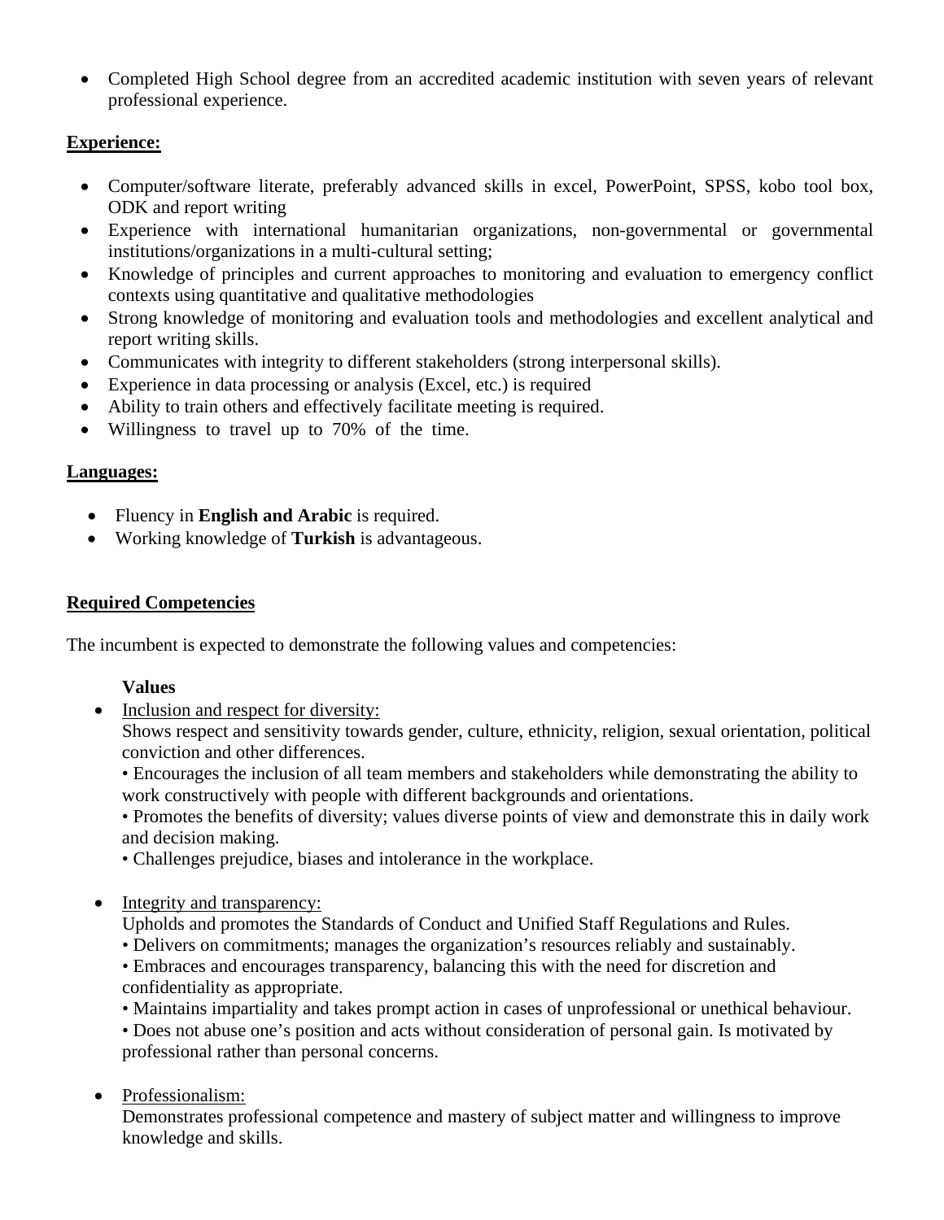- Completed High School degree from an accredited academic institution with seven years of relevant professional experience.

**Experience:**

- Computer/software literate, preferably advanced skills in excel, PowerPoint, SPSS, kobo tool box, ODK and report writing
- Experience with international humanitarian organizations, non-governmental or governmental institutions/organizations in a multi-cultural setting;
- Knowledge of principles and current approaches to monitoring and evaluation to emergency conflict contexts using quantitative and qualitative methodologies
- Strong knowledge of monitoring and evaluation tools and methodologies and excellent analytical and report writing skills.
- Communicates with integrity to different stakeholders (strong interpersonal skills).
- Experience in data processing or analysis (Excel, etc.) is required
- Ability to train others and effectively facilitate meeting is required.
- Willingness to travel up to 70% of the time.

**Languages:**

- Fluency in **English and Arabic** is required.
- Working knowledge of **Turkish** is advantageous.

**Required Competencies**

The incumbent is expected to demonstrate the following values and competencies:

**Values**

- Inclusion and respect for diversity:
  Shows respect and sensitivity towards gender, culture, ethnicity, religion, sexual orientation, political conviction and other differences.
  • Encourages the inclusion of all team members and stakeholders while demonstrating the ability to work constructively with people with different backgrounds and orientations.
  • Promotes the benefits of diversity; values diverse points of view and demonstrate this in daily work and decision making.
  • Challenges prejudice, biases and intolerance in the workplace.

- Integrity and transparency:
  Upholds and promotes the Standards of Conduct and Unified Staff Regulations and Rules.
  • Delivers on commitments; manages the organization's resources reliably and sustainably.
  • Embraces and encourages transparency, balancing this with the need for discretion and confidentiality as appropriate.
  • Maintains impartiality and takes prompt action in cases of unprofessional or unethical behaviour.
  • Does not abuse one's position and acts without consideration of personal gain. Is motivated by professional rather than personal concerns.

- Professionalism:
  Demonstrates professional competence and mastery of subject matter and willingness to improve knowledge and skills.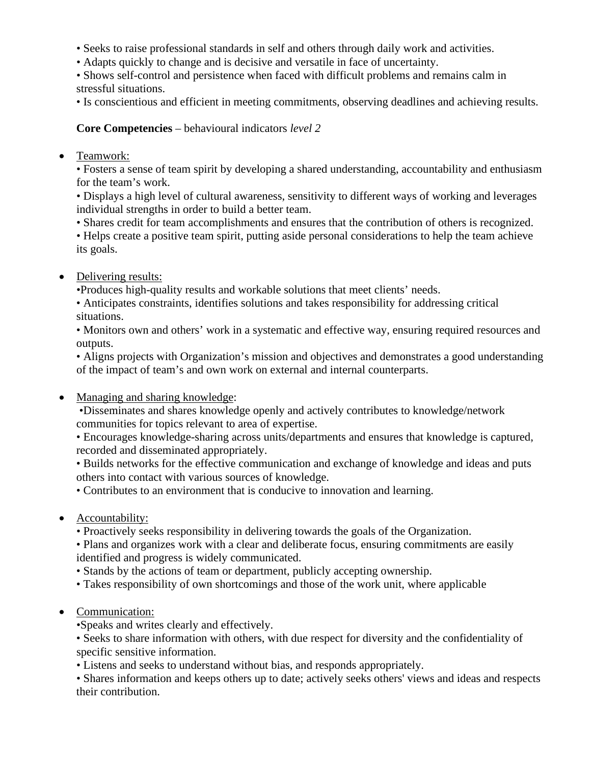• Seeks to raise professional standards in self and others through daily work and activities.
• Adapts quickly to change and is decisive and versatile in face of uncertainty.
• Shows self-control and persistence when faced with difficult problems and remains calm in stressful situations.
• Is conscientious and efficient in meeting commitments, observing deadlines and achieving results.

**Core Competencies** – behavioural indicators *level 2*

- Teamwork:
  • Fosters a sense of team spirit by developing a shared understanding, accountability and enthusiasm for the team's work.
  • Displays a high level of cultural awareness, sensitivity to different ways of working and leverages individual strengths in order to build a better team.
  • Shares credit for team accomplishments and ensures that the contribution of others is recognized.
  • Helps create a positive team spirit, putting aside personal considerations to help the team achieve its goals.

- Delivering results:
  •Produces high-quality results and workable solutions that meet clients' needs.
  • Anticipates constraints, identifies solutions and takes responsibility for addressing critical situations.
  • Monitors own and others' work in a systematic and effective way, ensuring required resources and outputs.
  • Aligns projects with Organization's mission and objectives and demonstrates a good understanding of the impact of team's and own work on external and internal counterparts.

- Managing and sharing knowledge:
  •Disseminates and shares knowledge openly and actively contributes to knowledge/network communities for topics relevant to area of expertise.
  • Encourages knowledge-sharing across units/departments and ensures that knowledge is captured, recorded and disseminated appropriately.
  • Builds networks for the effective communication and exchange of knowledge and ideas and puts others into contact with various sources of knowledge.
  • Contributes to an environment that is conducive to innovation and learning.

- Accountability:
  • Proactively seeks responsibility in delivering towards the goals of the Organization.
  • Plans and organizes work with a clear and deliberate focus, ensuring commitments are easily identified and progress is widely communicated.
  • Stands by the actions of team or department, publicly accepting ownership.
  • Takes responsibility of own shortcomings and those of the work unit, where applicable

- Communication:
  •Speaks and writes clearly and effectively.
  • Seeks to share information with others, with due respect for diversity and the confidentiality of specific sensitive information.
  • Listens and seeks to understand without bias, and responds appropriately.
  • Shares information and keeps others up to date; actively seeks others' views and ideas and respects their contribution.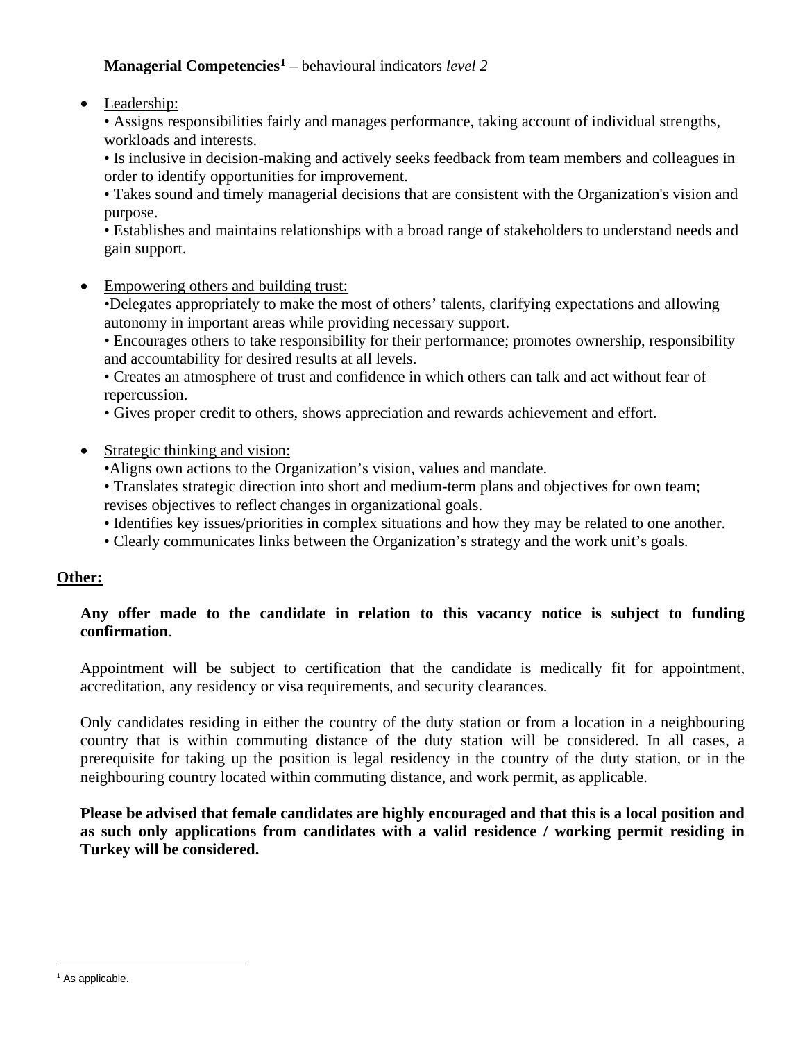**Managerial Competencies**[1] – behavioural indicators *level 2*

- Leadership:
  - Assigns responsibilities fairly and manages performance, taking account of individual strengths, workloads and interests.
  - Is inclusive in decision-making and actively seeks feedback from team members and colleagues in order to identify opportunities for improvement.
  - Takes sound and timely managerial decisions that are consistent with the Organization's vision and purpose.
  - Establishes and maintains relationships with a broad range of stakeholders to understand needs and gain support.

- Empowering others and building trust:
  - Delegates appropriately to make the most of others' talents, clarifying expectations and allowing autonomy in important areas while providing necessary support.
  - Encourages others to take responsibility for their performance; promotes ownership, responsibility and accountability for desired results at all levels.
  - Creates an atmosphere of trust and confidence in which others can talk and act without fear of repercussion.
  - Gives proper credit to others, shows appreciation and rewards achievement and effort.

- Strategic thinking and vision:
  - Aligns own actions to the Organization's vision, values and mandate.
  - Translates strategic direction into short and medium-term plans and objectives for own team; revises objectives to reflect changes in organizational goals.
  - Identifies key issues/priorities in complex situations and how they may be related to one another.
  - Clearly communicates links between the Organization's strategy and the work unit's goals.

**Other:**

**Any offer made to the candidate in relation to this vacancy notice is subject to funding confirmation**.

Appointment will be subject to certification that the candidate is medically fit for appointment, accreditation, any residency or visa requirements, and security clearances.

Only candidates residing in either the country of the duty station or from a location in a neighbouring country that is within commuting distance of the duty station will be considered. In all cases, a prerequisite for taking up the position is legal residency in the country of the duty station, or in the neighbouring country located within commuting distance, and work permit, as applicable.

**Please be advised that female candidates are highly encouraged and that this is a local position and as such only applications from candidates with a valid residence / working permit residing in Turkey will be considered.**

[1] As applicable.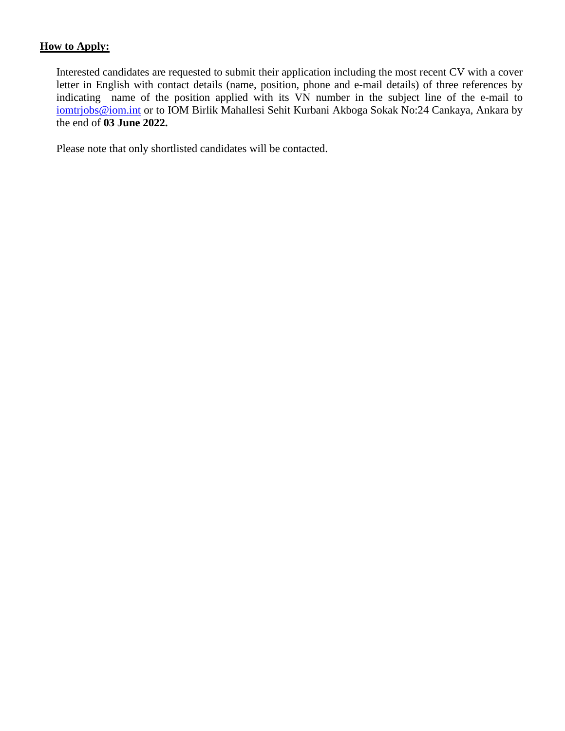**<u>How to Apply:</u>**

Interested candidates are requested to submit their application including the most recent CV with a cover letter in English with contact details (name, position, phone and e-mail details) of three references by indicating name of the position applied with its VN number in the subject line of the e-mail to iomtrjobs@iom.int or to IOM Birlik Mahallesi Sehit Kurbani Akboga Sokak No:24 Cankaya, Ankara by the end of **03 June 2022.**

Please note that only shortlisted candidates will be contacted.